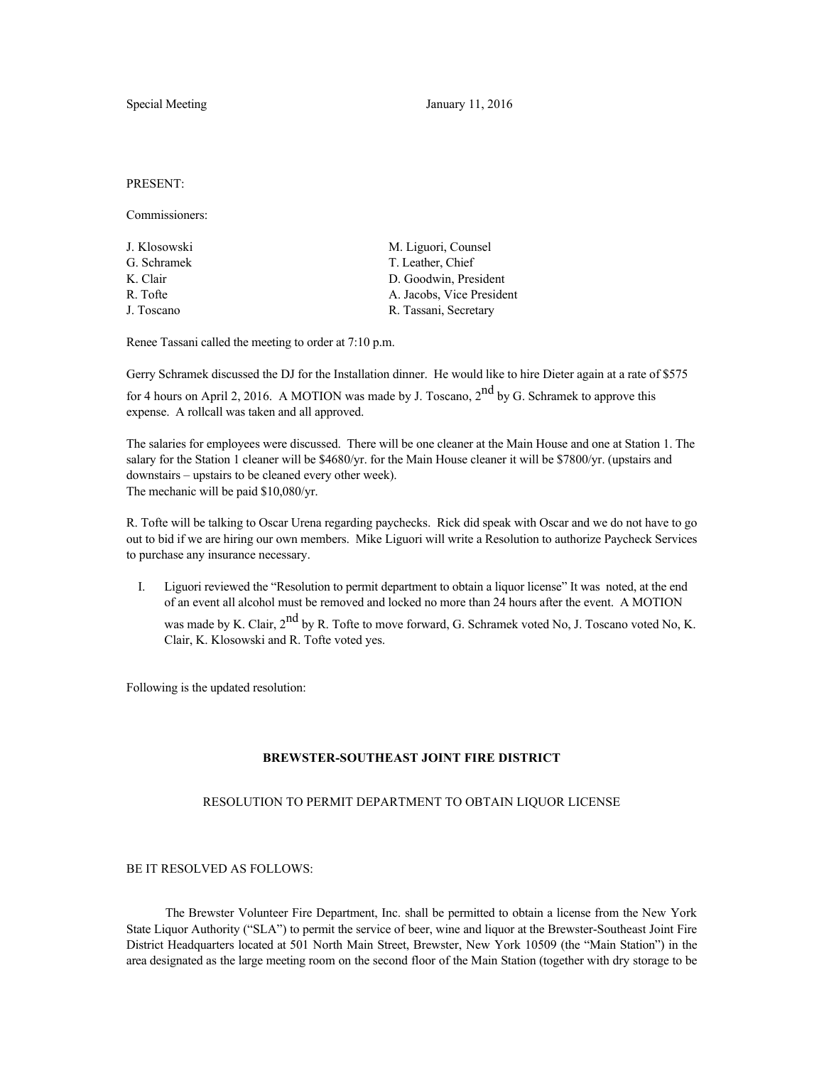Special Meeting January 11, 2016

PRESENT:

Commissioners:

J. Klosowski
G. Schramek
K. Clair
R. Tofte
J. Toscano

M. Liguori, Counsel
T. Leather, Chief
D. Goodwin, President
A. Jacobs, Vice President
R. Tassani, Secretary

Renee Tassani called the meeting to order at 7:10 p.m.

Gerry Schramek discussed the DJ for the Installation dinner. He would like to hire Dieter again at a rate of $575 for 4 hours on April 2, 2016. A MOTION was made by J. Toscano, 2nd by G. Schramek to approve this expense. A rollcall was taken and all approved.

The salaries for employees were discussed. There will be one cleaner at the Main House and one at Station 1. The salary for the Station 1 cleaner will be $4680/yr. for the Main House cleaner it will be $7800/yr. (upstairs and downstairs – upstairs to be cleaned every other week).
The mechanic will be paid $10,080/yr.

R. Tofte will be talking to Oscar Urena regarding paychecks. Rick did speak with Oscar and we do not have to go out to bid if we are hiring our own members. Mike Liguori will write a Resolution to authorize Paycheck Services to purchase any insurance necessary.

I. Liguori reviewed the "Resolution to permit department to obtain a liquor license" It was noted, at the end of an event all alcohol must be removed and locked no more than 24 hours after the event. A MOTION was made by K. Clair, 2nd by R. Tofte to move forward, G. Schramek voted No, J. Toscano voted No, K. Clair, K. Klosowski and R. Tofte voted yes.

Following is the updated resolution:

## BREWSTER-SOUTHEAST JOINT FIRE DISTRICT

### RESOLUTION TO PERMIT DEPARTMENT TO OBTAIN LIQUOR LICENSE

BE IT RESOLVED AS FOLLOWS:

The Brewster Volunteer Fire Department, Inc. shall be permitted to obtain a license from the New York State Liquor Authority ("SLA") to permit the service of beer, wine and liquor at the Brewster-Southeast Joint Fire District Headquarters located at 501 North Main Street, Brewster, New York 10509 (the "Main Station") in the area designated as the large meeting room on the second floor of the Main Station (together with dry storage to be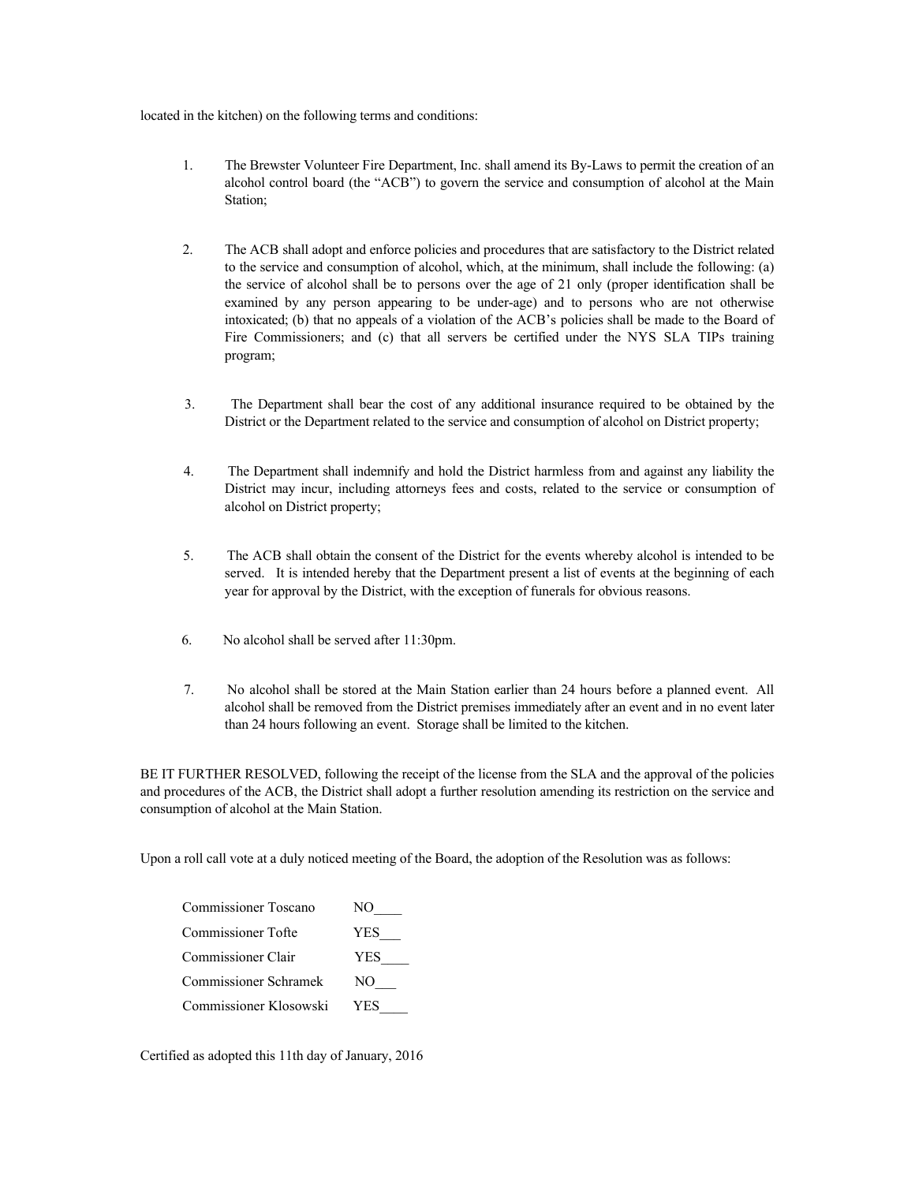located in the kitchen) on the following terms and conditions:

1. The Brewster Volunteer Fire Department, Inc. shall amend its By-Laws to permit the creation of an alcohol control board (the "ACB") to govern the service and consumption of alcohol at the Main Station;

2. The ACB shall adopt and enforce policies and procedures that are satisfactory to the District related to the service and consumption of alcohol, which, at the minimum, shall include the following: (a) the service of alcohol shall be to persons over the age of 21 only (proper identification shall be examined by any person appearing to be under-age) and to persons who are not otherwise intoxicated; (b) that no appeals of a violation of the ACB's policies shall be made to the Board of Fire Commissioners; and (c) that all servers be certified under the NYS SLA TIPs training program;

3. The Department shall bear the cost of any additional insurance required to be obtained by the District or the Department related to the service and consumption of alcohol on District property;

4. The Department shall indemnify and hold the District harmless from and against any liability the District may incur, including attorneys fees and costs, related to the service or consumption of alcohol on District property;

5. The ACB shall obtain the consent of the District for the events whereby alcohol is intended to be served. It is intended hereby that the Department present a list of events at the beginning of each year for approval by the District, with the exception of funerals for obvious reasons.

6. No alcohol shall be served after 11:30pm.

7. No alcohol shall be stored at the Main Station earlier than 24 hours before a planned event. All alcohol shall be removed from the District premises immediately after an event and in no event later than 24 hours following an event. Storage shall be limited to the kitchen.

BE IT FURTHER RESOLVED, following the receipt of the license from the SLA and the approval of the policies and procedures of the ACB, the District shall adopt a further resolution amending its restriction on the service and consumption of alcohol at the Main Station.

Upon a roll call vote at a duly noticed meeting of the Board, the adoption of the Resolution was as follows:

Commissioner Toscano NO____
Commissioner Tofte YES___
Commissioner Clair YES____
Commissioner Schramek NO___
Commissioner Klosowski YES____

Certified as adopted this 11th day of January, 2016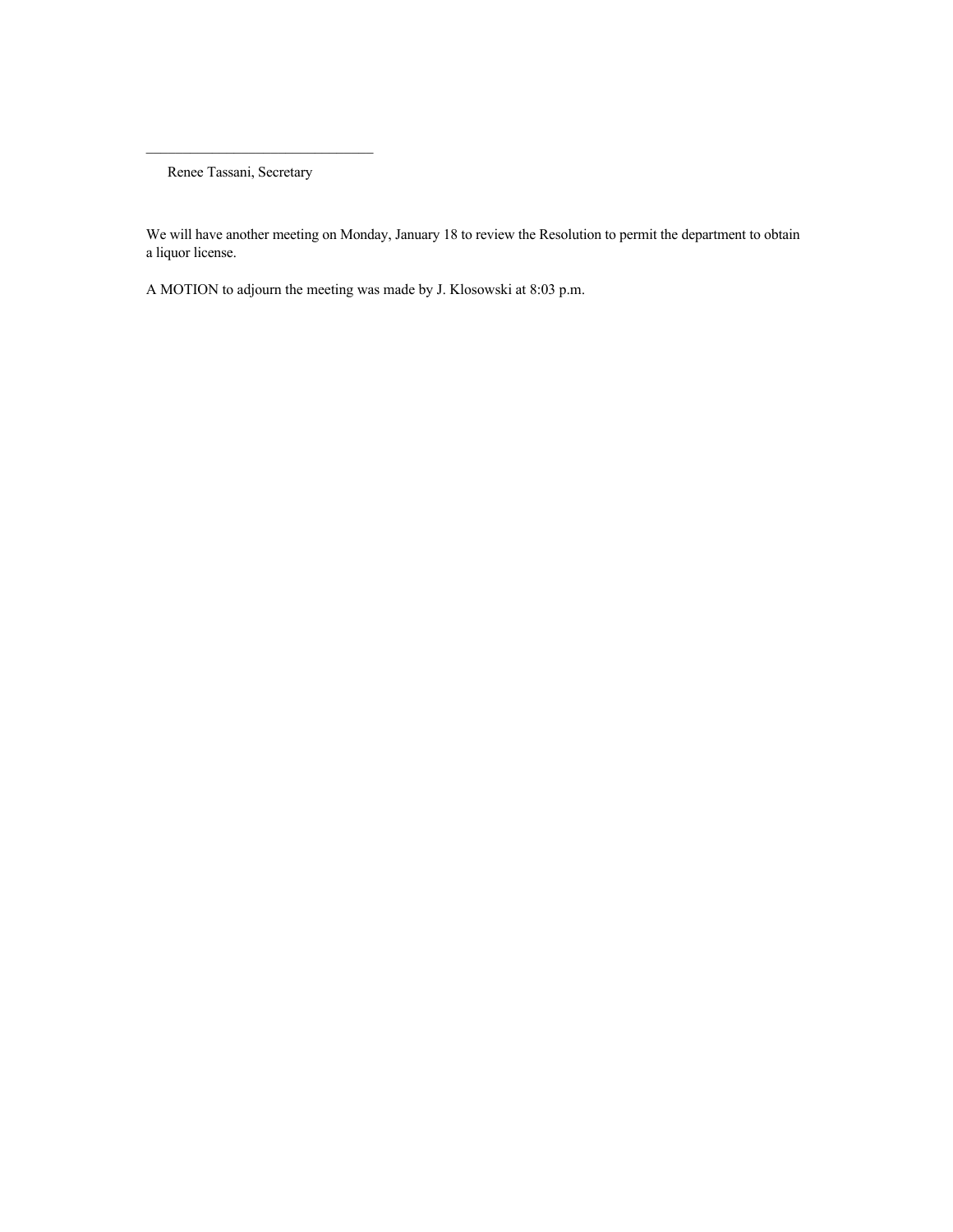\_\_\_\_\_\_\_\_\_\_\_\_\_\_\_\_\_\_\_\_\_\_\_\_\_\_\_\_\_\_\_\_

Renee Tassani, Secretary

We will have another meeting on Monday, January 18 to review the Resolution to permit the department to obtain a liquor license.

A MOTION to adjourn the meeting was made by J. Klosowski at 8:03 p.m.